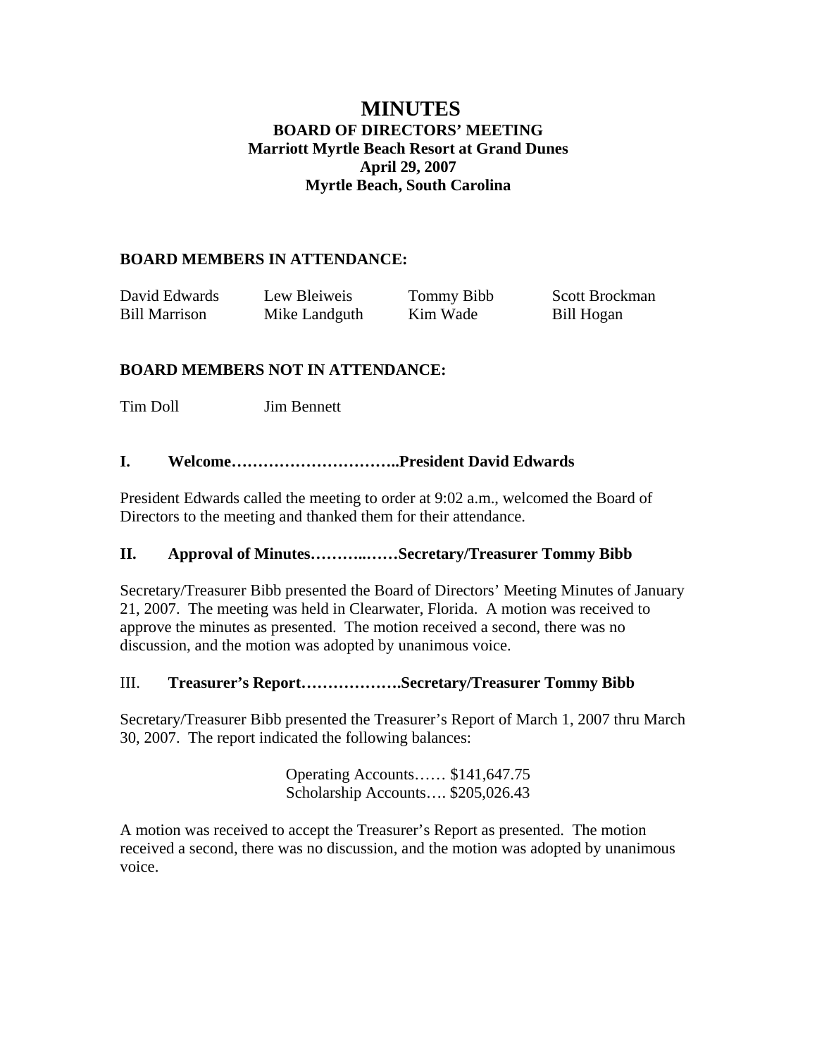# MINUTES

**BOARD OF DIRECTORS' MEETING**
**Marriott Myrtle Beach Resort at Grand Dunes**
**April 29, 2007**
**Myrtle Beach, South Carolina**

**BOARD MEMBERS IN ATTENDANCE:**

| | | | |
|---|---|---|---|
| David Edwards | Lew Bleiweis | Tommy Bibb | Scott Brockman |
| Bill Marrison | Mike Landguth | Kim Wade | Bill Hogan |

**BOARD MEMBERS NOT IN ATTENDANCE:**

Tim Doll    Jim Bennett

**I. Welcome…………………………..President David Edwards**

President Edwards called the meeting to order at 9:02 a.m., welcomed the Board of Directors to the meeting and thanked them for their attendance.

**II. Approval of Minutes………..……Secretary/Treasurer Tommy Bibb**

Secretary/Treasurer Bibb presented the Board of Directors' Meeting Minutes of January 21, 2007. The meeting was held in Clearwater, Florida. A motion was received to approve the minutes as presented. The motion received a second, there was no discussion, and the motion was adopted by unanimous voice.

III. **Treasurer's Report……………….Secretary/Treasurer Tommy Bibb**

Secretary/Treasurer Bibb presented the Treasurer's Report of March 1, 2007 thru March 30, 2007. The report indicated the following balances:

Operating Accounts…… $141,647.75
Scholarship Accounts…. $205,026.43

A motion was received to accept the Treasurer's Report as presented. The motion received a second, there was no discussion, and the motion was adopted by unanimous voice.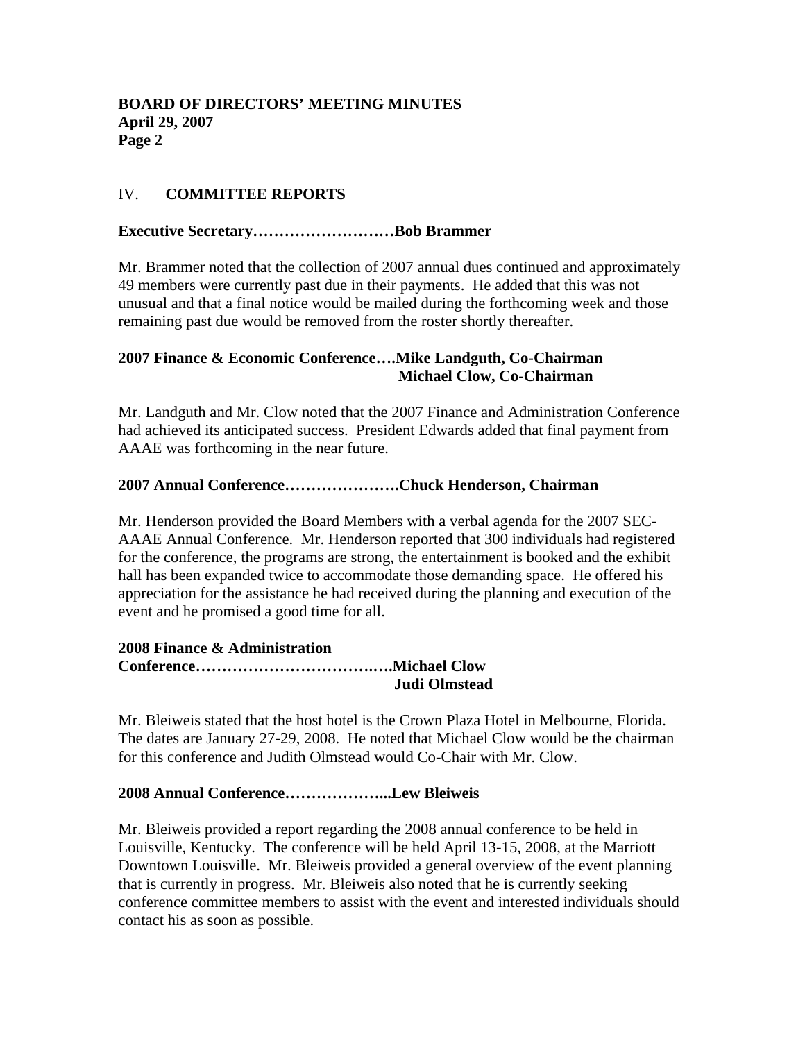## IV. COMMITTEE REPORTS

**Executive Secretary………………………Bob Brammer**

Mr. Brammer noted that the collection of 2007 annual dues continued and approximately 49 members were currently past due in their payments. He added that this was not unusual and that a final notice would be mailed during the forthcoming week and those remaining past due would be removed from the roster shortly thereafter.

**2007 Finance & Economic Conference….Mike Landguth, Co-Chairman**
**Michael Clow, Co-Chairman**

Mr. Landguth and Mr. Clow noted that the 2007 Finance and Administration Conference had achieved its anticipated success. President Edwards added that final payment from AAAE was forthcoming in the near future.

**2007 Annual Conference………………….Chuck Henderson, Chairman**

Mr. Henderson provided the Board Members with a verbal agenda for the 2007 SEC-AAAE Annual Conference. Mr. Henderson reported that 300 individuals had registered for the conference, the programs are strong, the entertainment is booked and the exhibit hall has been expanded twice to accommodate those demanding space. He offered his appreciation for the assistance he had received during the planning and execution of the event and he promised a good time for all.

**2008 Finance & Administration Conference……………………………….….Michael Clow**
**Judi Olmstead**

Mr. Bleiweis stated that the host hotel is the Crown Plaza Hotel in Melbourne, Florida. The dates are January 27-29, 2008. He noted that Michael Clow would be the chairman for this conference and Judith Olmstead would Co-Chair with Mr. Clow.

**2008 Annual Conference………………...Lew Bleiweis**

Mr. Bleiweis provided a report regarding the 2008 annual conference to be held in Louisville, Kentucky. The conference will be held April 13-15, 2008, at the Marriott Downtown Louisville. Mr. Bleiweis provided a general overview of the event planning that is currently in progress. Mr. Bleiweis also noted that he is currently seeking conference committee members to assist with the event and interested individuals should contact his as soon as possible.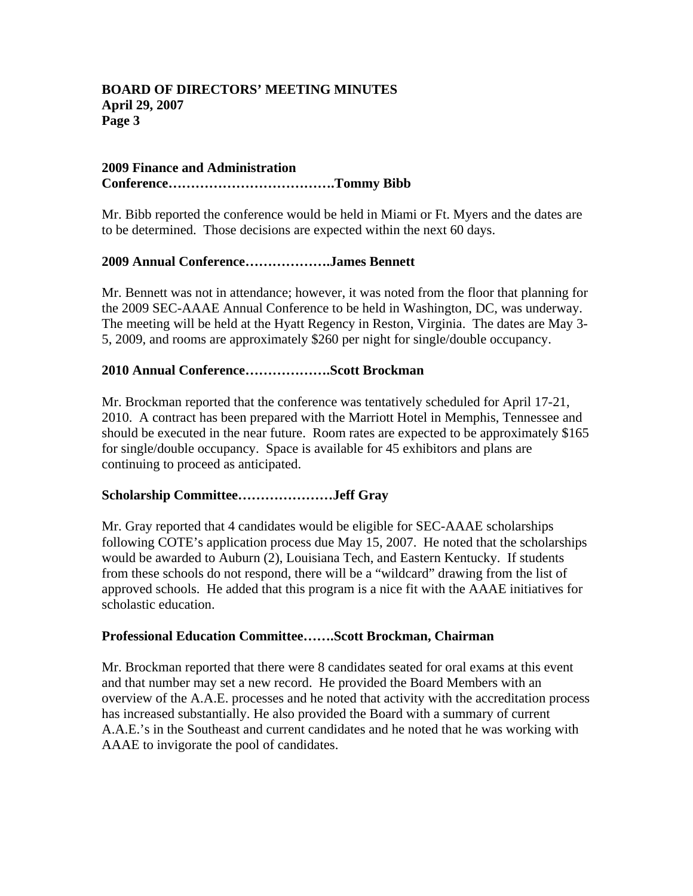**2009 Finance and Administration Conference……………………………….Tommy Bibb**

Mr. Bibb reported the conference would be held in Miami or Ft. Myers and the dates are to be determined. Those decisions are expected within the next 60 days.

**2009 Annual Conference……………….James Bennett**

Mr. Bennett was not in attendance; however, it was noted from the floor that planning for the 2009 SEC-AAAE Annual Conference to be held in Washington, DC, was underway. The meeting will be held at the Hyatt Regency in Reston, Virginia. The dates are May 3-5, 2009, and rooms are approximately $260 per night for single/double occupancy.

**2010 Annual Conference……………….Scott Brockman**

Mr. Brockman reported that the conference was tentatively scheduled for April 17-21, 2010. A contract has been prepared with the Marriott Hotel in Memphis, Tennessee and should be executed in the near future. Room rates are expected to be approximately $165 for single/double occupancy. Space is available for 45 exhibitors and plans are continuing to proceed as anticipated.

**Scholarship Committee…………………Jeff Gray**

Mr. Gray reported that 4 candidates would be eligible for SEC-AAAE scholarships following COTE's application process due May 15, 2007. He noted that the scholarships would be awarded to Auburn (2), Louisiana Tech, and Eastern Kentucky. If students from these schools do not respond, there will be a "wildcard" drawing from the list of approved schools. He added that this program is a nice fit with the AAAE initiatives for scholastic education.

**Professional Education Committee…….Scott Brockman, Chairman**

Mr. Brockman reported that there were 8 candidates seated for oral exams at this event and that number may set a new record. He provided the Board Members with an overview of the A.A.E. processes and he noted that activity with the accreditation process has increased substantially. He also provided the Board with a summary of current A.A.E.'s in the Southeast and current candidates and he noted that he was working with AAAE to invigorate the pool of candidates.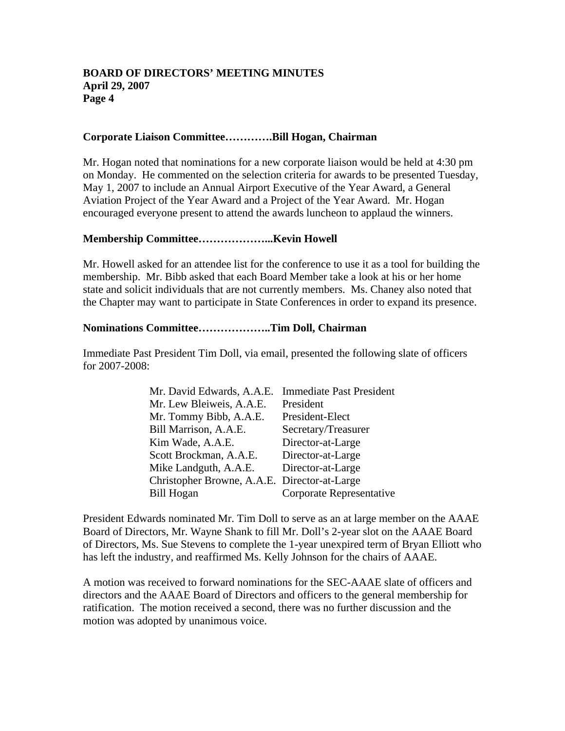**Corporate Liaison Committee…………Bill Hogan, Chairman**

Mr. Hogan noted that nominations for a new corporate liaison would be held at 4:30 pm on Monday. He commented on the selection criteria for awards to be presented Tuesday, May 1, 2007 to include an Annual Airport Executive of the Year Award, a General Aviation Project of the Year Award and a Project of the Year Award. Mr. Hogan encouraged everyone present to attend the awards luncheon to applaud the winners.

**Membership Committee………………...Kevin Howell**

Mr. Howell asked for an attendee list for the conference to use it as a tool for building the membership. Mr. Bibb asked that each Board Member take a look at his or her home state and solicit individuals that are not currently members. Ms. Chaney also noted that the Chapter may want to participate in State Conferences in order to expand its presence.

**Nominations Committee………………..Tim Doll, Chairman**

Immediate Past President Tim Doll, via email, presented the following slate of officers for 2007-2008:

| | |
|---|---|
| Mr. David Edwards, A.A.E. | Immediate Past President |
| Mr. Lew Bleiweis, A.A.E. | President |
| Mr. Tommy Bibb, A.A.E. | President-Elect |
| Bill Marrison, A.A.E. | Secretary/Treasurer |
| Kim Wade, A.A.E. | Director-at-Large |
| Scott Brockman, A.A.E. | Director-at-Large |
| Mike Landguth, A.A.E. | Director-at-Large |
| Christopher Browne, A.A.E. | Director-at-Large |
| Bill Hogan | Corporate Representative |

President Edwards nominated Mr. Tim Doll to serve as an at large member on the AAAE Board of Directors, Mr. Wayne Shank to fill Mr. Doll's 2-year slot on the AAAE Board of Directors, Ms. Sue Stevens to complete the 1-year unexpired term of Bryan Elliott who has left the industry, and reaffirmed Ms. Kelly Johnson for the chairs of AAAE.

A motion was received to forward nominations for the SEC-AAAE slate of officers and directors and the AAAE Board of Directors and officers to the general membership for ratification. The motion received a second, there was no further discussion and the motion was adopted by unanimous voice.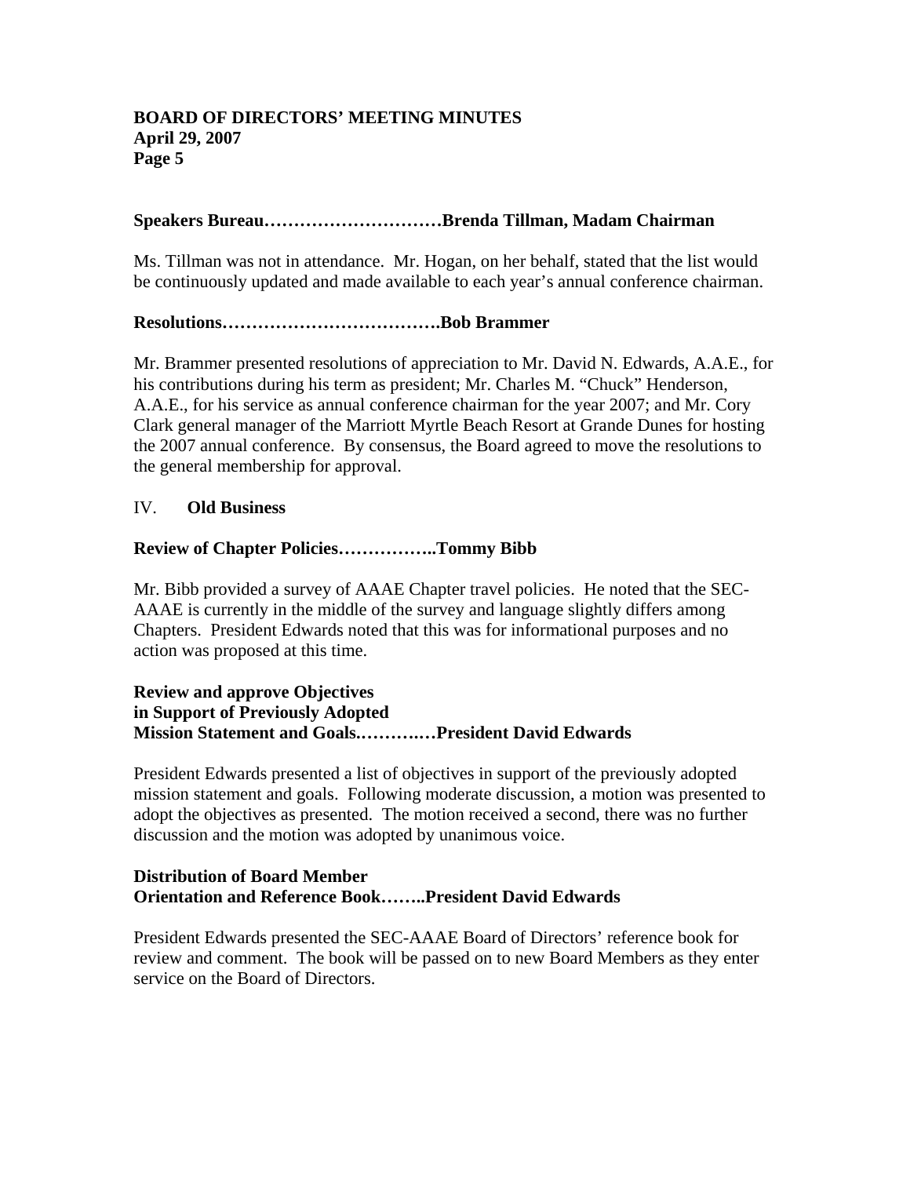**Speakers Bureau…………………………Brenda Tillman, Madam Chairman**

Ms. Tillman was not in attendance. Mr. Hogan, on her behalf, stated that the list would be continuously updated and made available to each year's annual conference chairman.

**Resolutions……………………………….Bob Brammer**

Mr. Brammer presented resolutions of appreciation to Mr. David N. Edwards, A.A.E., for his contributions during his term as president; Mr. Charles M. "Chuck" Henderson, A.A.E., for his service as annual conference chairman for the year 2007; and Mr. Cory Clark general manager of the Marriott Myrtle Beach Resort at Grande Dunes for hosting the 2007 annual conference. By consensus, the Board agreed to move the resolutions to the general membership for approval.

## IV. Old Business

**Review of Chapter Policies……………..Tommy Bibb**

Mr. Bibb provided a survey of AAAE Chapter travel policies. He noted that the SEC-AAAE is currently in the middle of the survey and language slightly differs among Chapters. President Edwards noted that this was for informational purposes and no action was proposed at this time.

**Review and approve Objectives**
**in Support of Previously Adopted**
**Mission Statement and Goals.……….…President David Edwards**

President Edwards presented a list of objectives in support of the previously adopted mission statement and goals. Following moderate discussion, a motion was presented to adopt the objectives as presented. The motion received a second, there was no further discussion and the motion was adopted by unanimous voice.

**Distribution of Board Member**
**Orientation and Reference Book……..President David Edwards**

President Edwards presented the SEC-AAAE Board of Directors' reference book for review and comment. The book will be passed on to new Board Members as they enter service on the Board of Directors.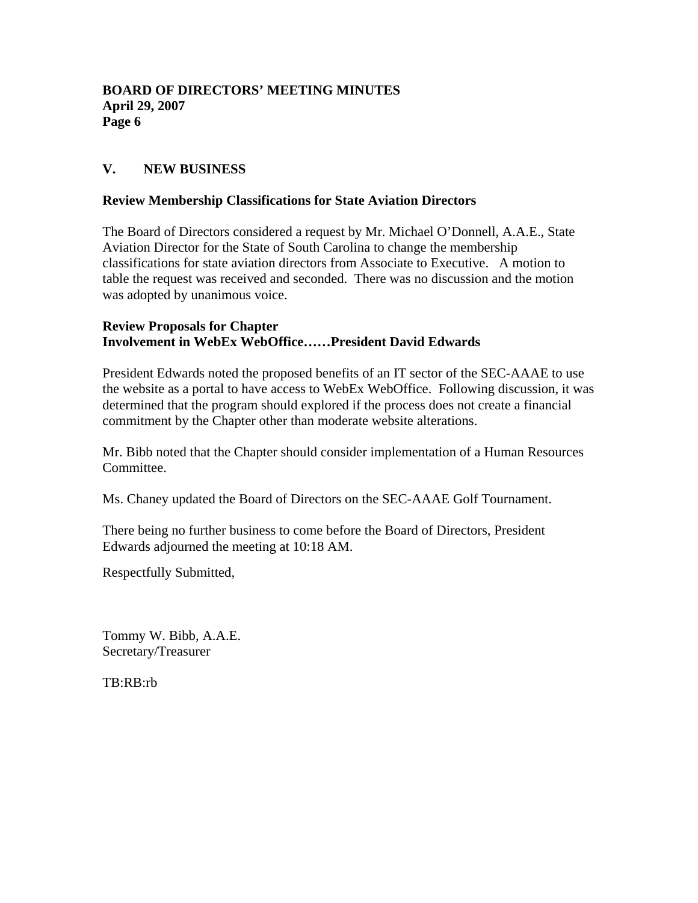## V. NEW BUSINESS

**Review Membership Classifications for State Aviation Directors**

The Board of Directors considered a request by Mr. Michael O'Donnell, A.A.E., State Aviation Director for the State of South Carolina to change the membership classifications for state aviation directors from Associate to Executive. A motion to table the request was received and seconded. There was no discussion and the motion was adopted by unanimous voice.

**Review Proposals for Chapter Involvement in WebEx WebOffice……President David Edwards**

President Edwards noted the proposed benefits of an IT sector of the SEC-AAAE to use the website as a portal to have access to WebEx WebOffice. Following discussion, it was determined that the program should explored if the process does not create a financial commitment by the Chapter other than moderate website alterations.

Mr. Bibb noted that the Chapter should consider implementation of a Human Resources Committee.

Ms. Chaney updated the Board of Directors on the SEC-AAAE Golf Tournament.

There being no further business to come before the Board of Directors, President Edwards adjourned the meeting at 10:18 AM.

Respectfully Submitted,

Tommy W. Bibb, A.A.E.
Secretary/Treasurer

TB:RB:rb